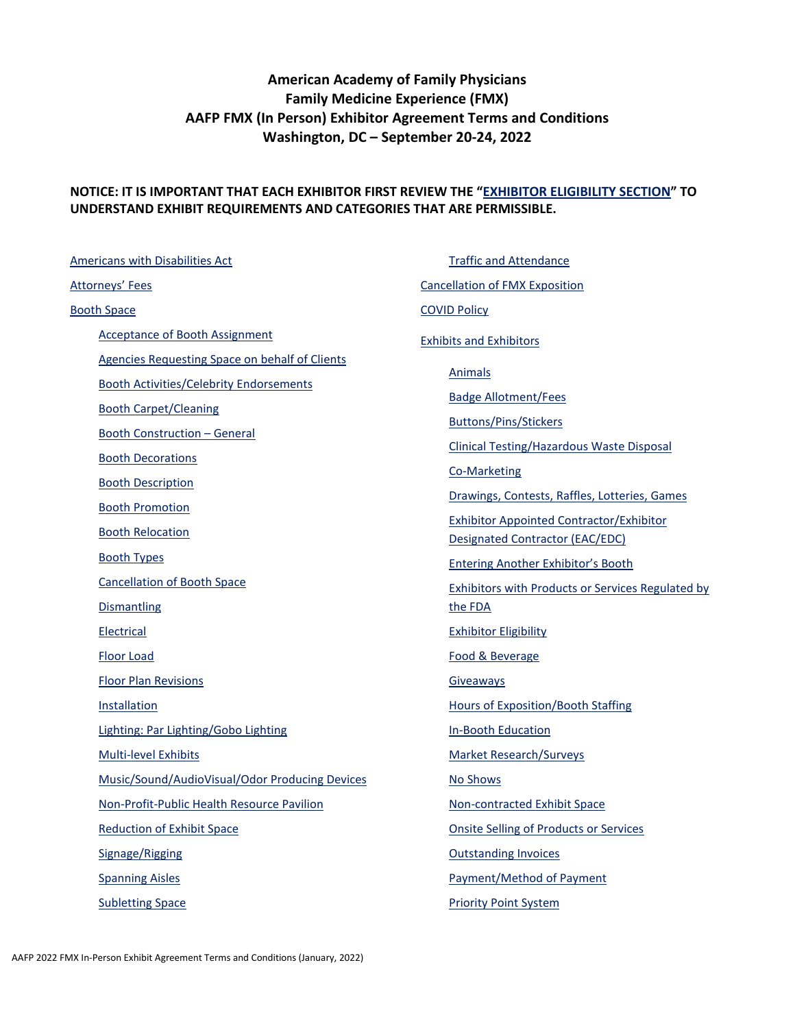# American Academy of Family Physicians
# Family Medicine Experience (FMX)
# AAFP FMX (In Person) Exhibitor Agreement Terms and Conditions
# Washington, DC – September 20-24, 2022

**NOTICE: IT IS IMPORTANT THAT EACH EXHIBITOR FIRST REVIEW THE "EXHIBITOR ELIGIBILITY SECTION" TO UNDERSTAND EXHIBIT REQUIREMENTS AND CATEGORIES THAT ARE PERMISSIBLE.**

- Americans with Disabilities Act
- Attorneys' Fees
- Booth Space
  - Acceptance of Booth Assignment
  - Agencies Requesting Space on behalf of Clients
  - Booth Activities/Celebrity Endorsements
  - Booth Carpet/Cleaning
  - Booth Construction – General
  - Booth Decorations
  - Booth Description
  - Booth Promotion
  - Booth Relocation
  - Booth Types
  - Cancellation of Booth Space
  - Dismantling
  - Electrical
  - Floor Load
  - Floor Plan Revisions
  - Installation
  - Lighting: Par Lighting/Gobo Lighting
  - Multi-level Exhibits
  - Music/Sound/AudioVisual/Odor Producing Devices
  - Non-Profit-Public Health Resource Pavilion
  - Reduction of Exhibit Space
  - Signage/Rigging
  - Spanning Aisles
  - Subletting Space
  - Traffic and Attendance
- Cancellation of FMX Exposition
- COVID Policy
- Exhibits and Exhibitors
  - Animals
  - Badge Allotment/Fees
  - Buttons/Pins/Stickers
  - Clinical Testing/Hazardous Waste Disposal
  - Co-Marketing
  - Drawings, Contests, Raffles, Lotteries, Games
  - Exhibitor Appointed Contractor/Exhibitor Designated Contractor (EAC/EDC)
  - Entering Another Exhibitor's Booth
  - Exhibitors with Products or Services Regulated by the FDA
  - Exhibitor Eligibility
  - Food & Beverage
  - Giveaways
  - Hours of Exposition/Booth Staffing
  - In-Booth Education
  - Market Research/Surveys
  - No Shows
  - Non-contracted Exhibit Space
  - Onsite Selling of Products or Services
  - Outstanding Invoices
  - Payment/Method of Payment
  - Priority Point System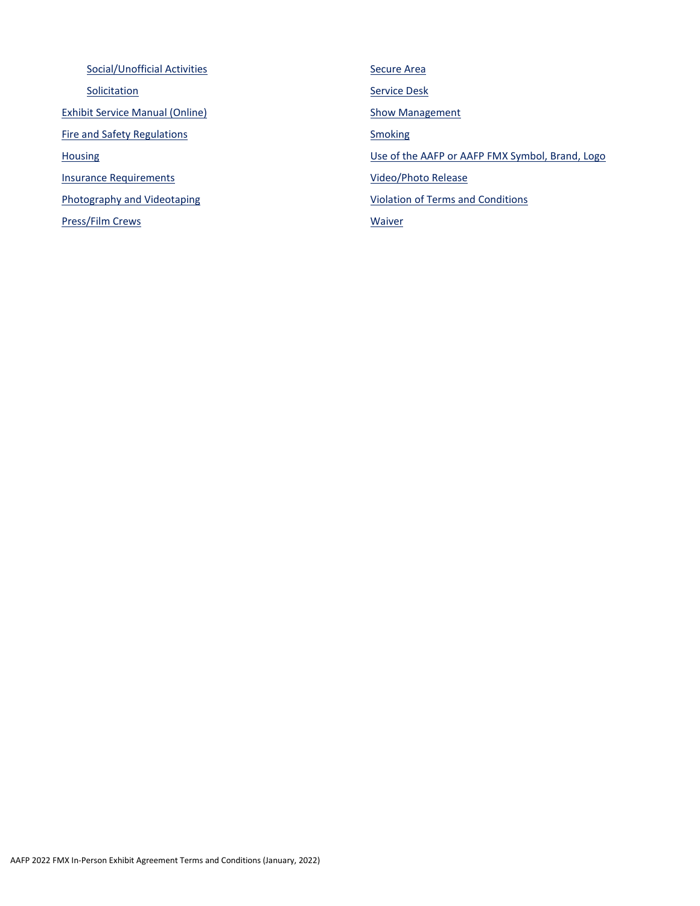- Social/Unofficial Activities
- Solicitation

- Exhibit Service Manual (Online)
- Fire and Safety Regulations
- Housing
- Insurance Requirements
- Photography and Videotaping
- Press/Film Crews
- Secure Area
- Service Desk
- Show Management
- Smoking
- Use of the AAFP or AAFP FMX Symbol, Brand, Logo
- Video/Photo Release
- Violation of Terms and Conditions
- Waiver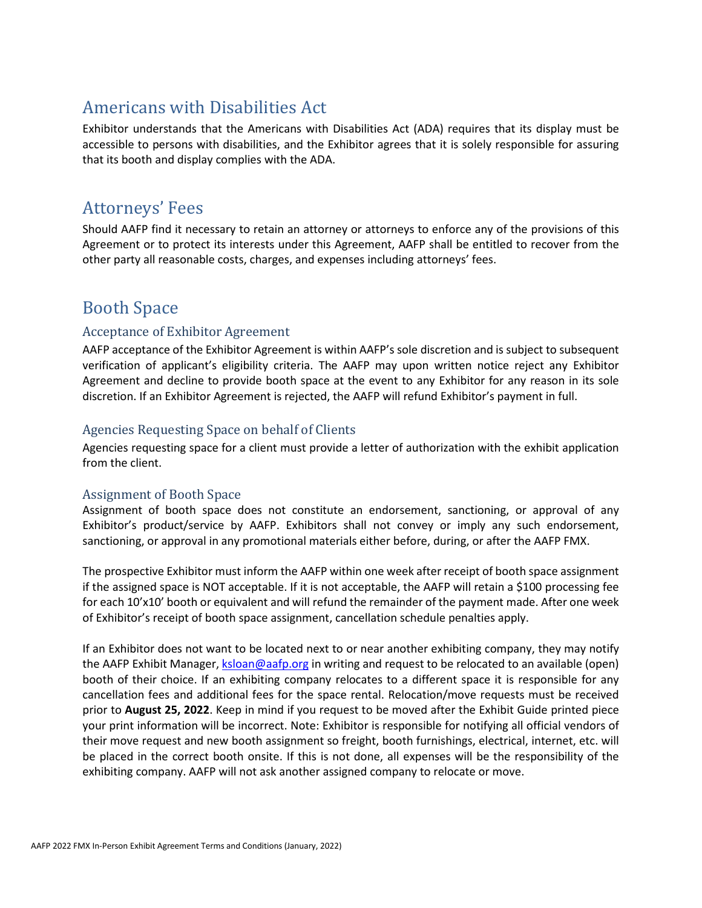## Americans with Disabilities Act

Exhibitor understands that the Americans with Disabilities Act (ADA) requires that its display must be accessible to persons with disabilities, and the Exhibitor agrees that it is solely responsible for assuring that its booth and display complies with the ADA.

## Attorneys' Fees

Should AAFP find it necessary to retain an attorney or attorneys to enforce any of the provisions of this Agreement or to protect its interests under this Agreement, AAFP shall be entitled to recover from the other party all reasonable costs, charges, and expenses including attorneys' fees.

## Booth Space

### Acceptance of Exhibitor Agreement

AAFP acceptance of the Exhibitor Agreement is within AAFP's sole discretion and is subject to subsequent verification of applicant's eligibility criteria. The AAFP may upon written notice reject any Exhibitor Agreement and decline to provide booth space at the event to any Exhibitor for any reason in its sole discretion. If an Exhibitor Agreement is rejected, the AAFP will refund Exhibitor's payment in full.

### Agencies Requesting Space on behalf of Clients

Agencies requesting space for a client must provide a letter of authorization with the exhibit application from the client.

### Assignment of Booth Space

Assignment of booth space does not constitute an endorsement, sanctioning, or approval of any Exhibitor's product/service by AAFP. Exhibitors shall not convey or imply any such endorsement, sanctioning, or approval in any promotional materials either before, during, or after the AAFP FMX.

The prospective Exhibitor must inform the AAFP within one week after receipt of booth space assignment if the assigned space is NOT acceptable. If it is not acceptable, the AAFP will retain a $100 processing fee for each 10'x10' booth or equivalent and will refund the remainder of the payment made. After one week of Exhibitor's receipt of booth space assignment, cancellation schedule penalties apply.

If an Exhibitor does not want to be located next to or near another exhibiting company, they may notify the AAFP Exhibit Manager, [ksloan@aafp.org](mailto:ksloan@aafp.org) in writing and request to be relocated to an available (open) booth of their choice. If an exhibiting company relocates to a different space it is responsible for any cancellation fees and additional fees for the space rental. Relocation/move requests must be received prior to **August 25, 2022**. Keep in mind if you request to be moved after the Exhibit Guide printed piece your print information will be incorrect. Note: Exhibitor is responsible for notifying all official vendors of their move request and new booth assignment so freight, booth furnishings, electrical, internet, etc. will be placed in the correct booth onsite. If this is not done, all expenses will be the responsibility of the exhibiting company. AAFP will not ask another assigned company to relocate or move.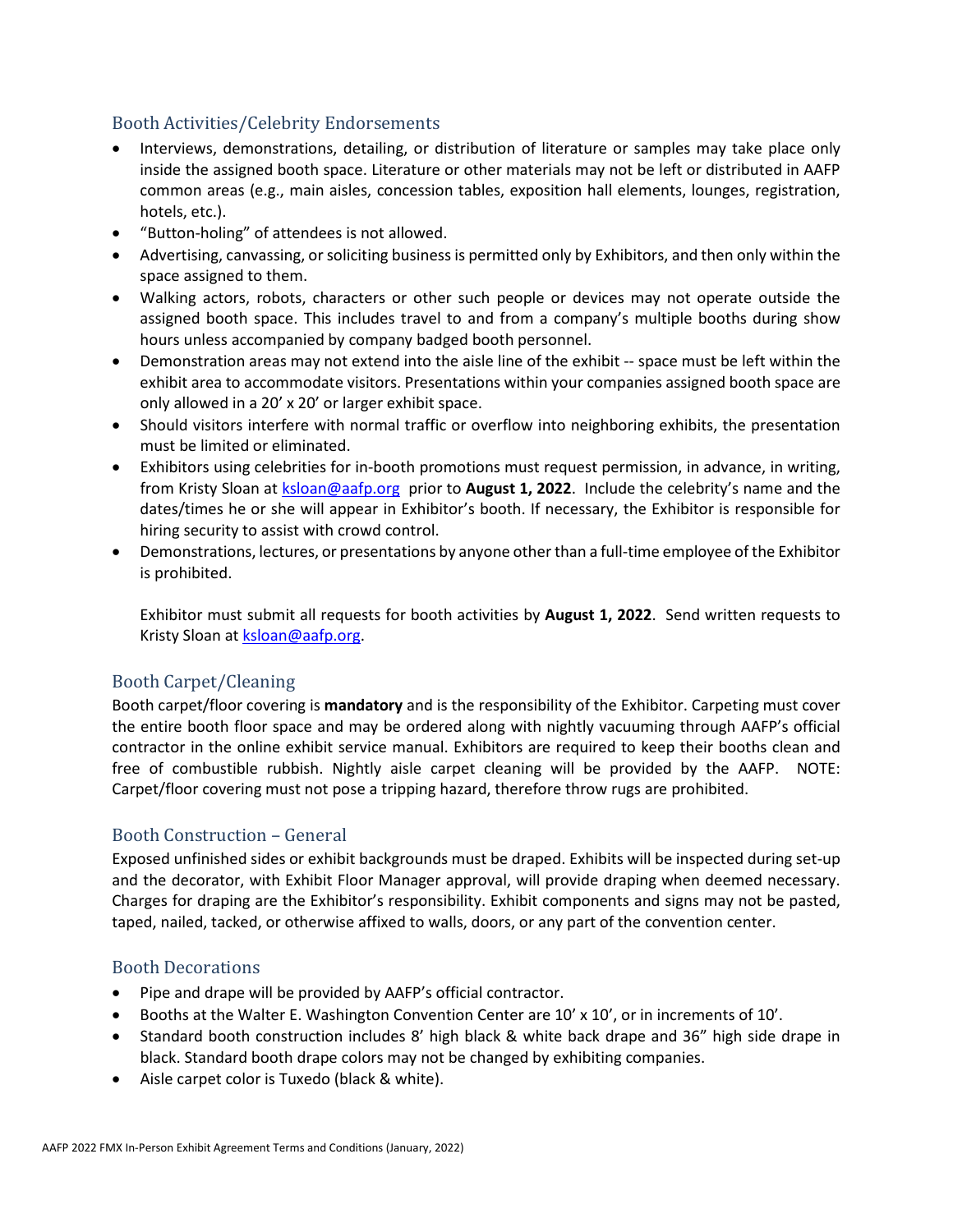## Booth Activities/Celebrity Endorsements

- Interviews, demonstrations, detailing, or distribution of literature or samples may take place only inside the assigned booth space. Literature or other materials may not be left or distributed in AAFP common areas (e.g., main aisles, concession tables, exposition hall elements, lounges, registration, hotels, etc.).
- "Button-holing" of attendees is not allowed.
- Advertising, canvassing, or soliciting business is permitted only by Exhibitors, and then only within the space assigned to them.
- Walking actors, robots, characters or other such people or devices may not operate outside the assigned booth space. This includes travel to and from a company's multiple booths during show hours unless accompanied by company badged booth personnel.
- Demonstration areas may not extend into the aisle line of the exhibit -- space must be left within the exhibit area to accommodate visitors. Presentations within your companies assigned booth space are only allowed in a 20' x 20' or larger exhibit space.
- Should visitors interfere with normal traffic or overflow into neighboring exhibits, the presentation must be limited or eliminated.
- Exhibitors using celebrities for in-booth promotions must request permission, in advance, in writing, from Kristy Sloan at ksloan@aafp.org prior to **August 1, 2022**. Include the celebrity's name and the dates/times he or she will appear in Exhibitor's booth. If necessary, the Exhibitor is responsible for hiring security to assist with crowd control.
- Demonstrations, lectures, or presentations by anyone other than a full-time employee of the Exhibitor is prohibited.

  Exhibitor must submit all requests for booth activities by **August 1, 2022**. Send written requests to Kristy Sloan at ksloan@aafp.org.

## Booth Carpet/Cleaning

Booth carpet/floor covering is **mandatory** and is the responsibility of the Exhibitor. Carpeting must cover the entire booth floor space and may be ordered along with nightly vacuuming through AAFP's official contractor in the online exhibit service manual. Exhibitors are required to keep their booths clean and free of combustible rubbish. Nightly aisle carpet cleaning will be provided by the AAFP. NOTE: Carpet/floor covering must not pose a tripping hazard, therefore throw rugs are prohibited.

## Booth Construction – General

Exposed unfinished sides or exhibit backgrounds must be draped. Exhibits will be inspected during set-up and the decorator, with Exhibit Floor Manager approval, will provide draping when deemed necessary. Charges for draping are the Exhibitor's responsibility. Exhibit components and signs may not be pasted, taped, nailed, tacked, or otherwise affixed to walls, doors, or any part of the convention center.

## Booth Decorations

- Pipe and drape will be provided by AAFP's official contractor.
- Booths at the Walter E. Washington Convention Center are 10' x 10', or in increments of 10'.
- Standard booth construction includes 8' high black & white back drape and 36" high side drape in black. Standard booth drape colors may not be changed by exhibiting companies.
- Aisle carpet color is Tuxedo (black & white).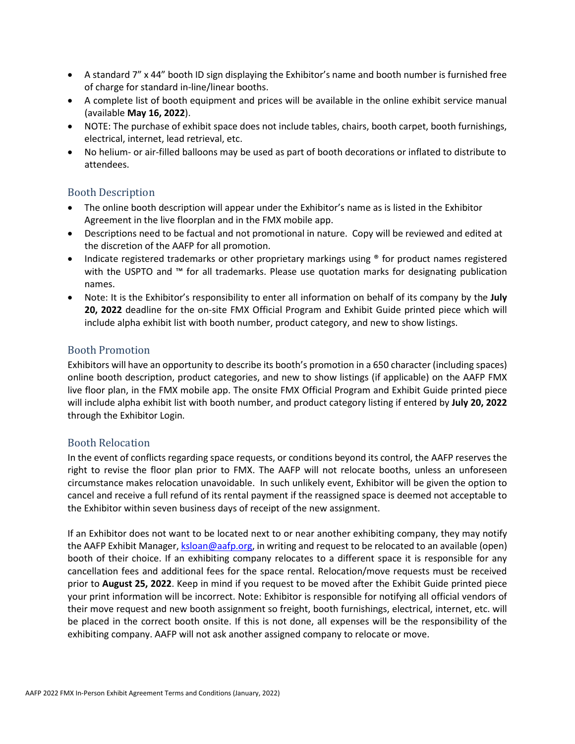- A standard 7” x 44” booth ID sign displaying the Exhibitor’s name and booth number is furnished free of charge for standard in-line/linear booths.
- A complete list of booth equipment and prices will be available in the online exhibit service manual (available **May 16, 2022**).
- NOTE: The purchase of exhibit space does not include tables, chairs, booth carpet, booth furnishings, electrical, internet, lead retrieval, etc.
- No helium- or air-filled balloons may be used as part of booth decorations or inflated to distribute to attendees.

## Booth Description

- The online booth description will appear under the Exhibitor’s name as is listed in the Exhibitor Agreement in the live floorplan and in the FMX mobile app.
- Descriptions need to be factual and not promotional in nature. Copy will be reviewed and edited at the discretion of the AAFP for all promotion.
- Indicate registered trademarks or other proprietary markings using ® for product names registered with the USPTO and ™ for all trademarks. Please use quotation marks for designating publication names.
- Note: It is the Exhibitor’s responsibility to enter all information on behalf of its company by the **July 20, 2022** deadline for the on-site FMX Official Program and Exhibit Guide printed piece which will include alpha exhibit list with booth number, product category, and new to show listings.

## Booth Promotion

Exhibitors will have an opportunity to describe its booth’s promotion in a 650 character (including spaces) online booth description, product categories, and new to show listings (if applicable) on the AAFP FMX live floor plan, in the FMX mobile app. The onsite FMX Official Program and Exhibit Guide printed piece will include alpha exhibit list with booth number, and product category listing if entered by **July 20, 2022** through the Exhibitor Login.

## Booth Relocation

In the event of conflicts regarding space requests, or conditions beyond its control, the AAFP reserves the right to revise the floor plan prior to FMX. The AAFP will not relocate booths, unless an unforeseen circumstance makes relocation unavoidable. In such unlikely event, Exhibitor will be given the option to cancel and receive a full refund of its rental payment if the reassigned space is deemed not acceptable to the Exhibitor within seven business days of receipt of the new assignment.

If an Exhibitor does not want to be located next to or near another exhibiting company, they may notify the AAFP Exhibit Manager, [ksloan@aafp.org](mailto:ksloan@aafp.org), in writing and request to be relocated to an available (open) booth of their choice. If an exhibiting company relocates to a different space it is responsible for any cancellation fees and additional fees for the space rental. Relocation/move requests must be received prior to **August 25, 2022**. Keep in mind if you request to be moved after the Exhibit Guide printed piece your print information will be incorrect. Note: Exhibitor is responsible for notifying all official vendors of their move request and new booth assignment so freight, booth furnishings, electrical, internet, etc. will be placed in the correct booth onsite. If this is not done, all expenses will be the responsibility of the exhibiting company. AAFP will not ask another assigned company to relocate or move.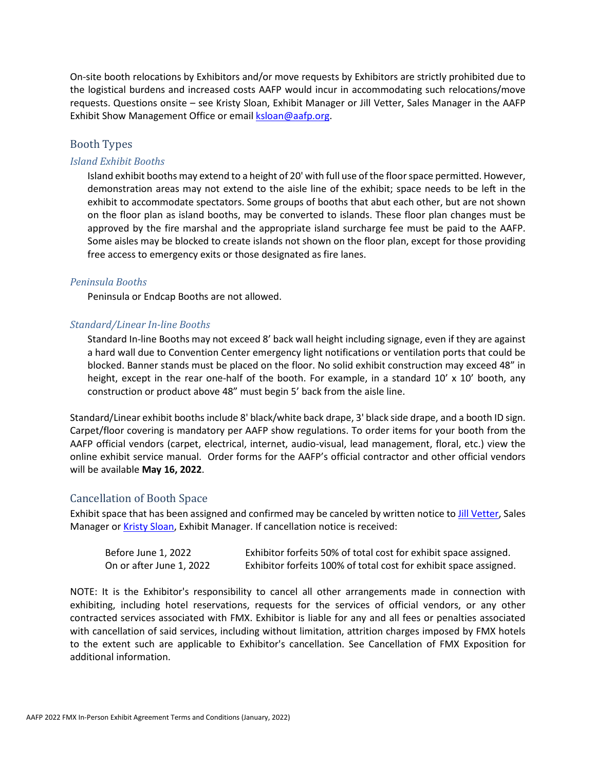On-site booth relocations by Exhibitors and/or move requests by Exhibitors are strictly prohibited due to the logistical burdens and increased costs AAFP would incur in accommodating such relocations/move requests. Questions onsite – see Kristy Sloan, Exhibit Manager or Jill Vetter, Sales Manager in the AAFP Exhibit Show Management Office or email [ksloan@aafp.org](mailto:ksloan@aafp.org).

## Booth Types

### *Island Exhibit Booths*

Island exhibit booths may extend to a height of 20' with full use of the floor space permitted. However, demonstration areas may not extend to the aisle line of the exhibit; space needs to be left in the exhibit to accommodate spectators. Some groups of booths that abut each other, but are not shown on the floor plan as island booths, may be converted to islands. These floor plan changes must be approved by the fire marshal and the appropriate island surcharge fee must be paid to the AAFP. Some aisles may be blocked to create islands not shown on the floor plan, except for those providing free access to emergency exits or those designated as fire lanes.

### *Peninsula Booths*

Peninsula or Endcap Booths are not allowed.

### *Standard/Linear In-line Booths*

Standard In-line Booths may not exceed 8’ back wall height including signage, even if they are against a hard wall due to Convention Center emergency light notifications or ventilation ports that could be blocked. Banner stands must be placed on the floor. No solid exhibit construction may exceed 48” in height, except in the rear one-half of the booth. For example, in a standard 10’ x 10’ booth, any construction or product above 48” must begin 5’ back from the aisle line.

Standard/Linear exhibit booths include 8' black/white back drape, 3' black side drape, and a booth ID sign. Carpet/floor covering is mandatory per AAFP show regulations. To order items for your booth from the AAFP official vendors (carpet, electrical, internet, audio-visual, lead management, floral, etc.) view the online exhibit service manual. Order forms for the AAFP’s official contractor and other official vendors will be available **May 16, 2022**.

## Cancellation of Booth Space

Exhibit space that has been assigned and confirmed may be canceled by written notice to Jill Vetter, Sales Manager or Kristy Sloan, Exhibit Manager. If cancellation notice is received:

| | |
|---|---|
| Before June 1, 2022 | Exhibitor forfeits 50% of total cost for exhibit space assigned. |
| On or after June 1, 2022 | Exhibitor forfeits 100% of total cost for exhibit space assigned. |

NOTE: It is the Exhibitor's responsibility to cancel all other arrangements made in connection with exhibiting, including hotel reservations, requests for the services of official vendors, or any other contracted services associated with FMX. Exhibitor is liable for any and all fees or penalties associated with cancellation of said services, including without limitation, attrition charges imposed by FMX hotels to the extent such are applicable to Exhibitor's cancellation. See Cancellation of FMX Exposition for additional information.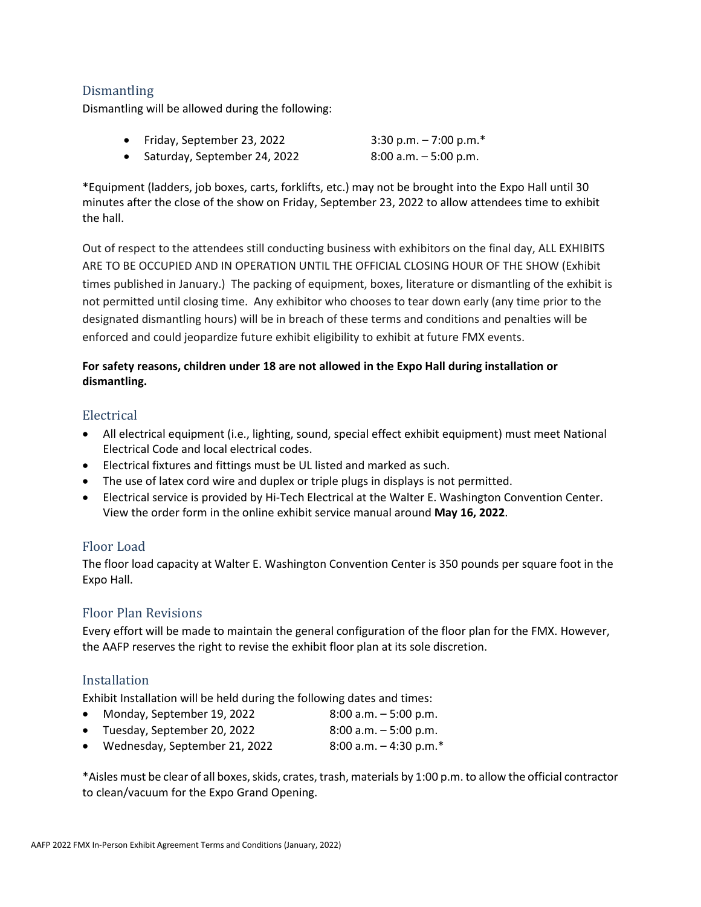## Dismantling

Dismantling will be allowed during the following:

- Friday, September 23, 2022 3:30 p.m. – 7:00 p.m.*
- Saturday, September 24, 2022 8:00 a.m. – 5:00 p.m.

*Equipment (ladders, job boxes, carts, forklifts, etc.) may not be brought into the Expo Hall until 30 minutes after the close of the show on Friday, September 23, 2022 to allow attendees time to exhibit the hall.

Out of respect to the attendees still conducting business with exhibitors on the final day, ALL EXHIBITS ARE TO BE OCCUPIED AND IN OPERATION UNTIL THE OFFICIAL CLOSING HOUR OF THE SHOW (Exhibit times published in January.) The packing of equipment, boxes, literature or dismantling of the exhibit is not permitted until closing time. Any exhibitor who chooses to tear down early (any time prior to the designated dismantling hours) will be in breach of these terms and conditions and penalties will be enforced and could jeopardize future exhibit eligibility to exhibit at future FMX events.

**For safety reasons, children under 18 are not allowed in the Expo Hall during installation or dismantling.**

## Electrical

- All electrical equipment (i.e., lighting, sound, special effect exhibit equipment) must meet National Electrical Code and local electrical codes.
- Electrical fixtures and fittings must be UL listed and marked as such.
- The use of latex cord wire and duplex or triple plugs in displays is not permitted.
- Electrical service is provided by Hi-Tech Electrical at the Walter E. Washington Convention Center. View the order form in the online exhibit service manual around **May 16, 2022**.

## Floor Load

The floor load capacity at Walter E. Washington Convention Center is 350 pounds per square foot in the Expo Hall.

## Floor Plan Revisions

Every effort will be made to maintain the general configuration of the floor plan for the FMX. However, the AAFP reserves the right to revise the exhibit floor plan at its sole discretion.

## Installation

Exhibit Installation will be held during the following dates and times:

- Monday, September 19, 2022 8:00 a.m. – 5:00 p.m.
- Tuesday, September 20, 2022 8:00 a.m. – 5:00 p.m.
- Wednesday, September 21, 2022 8:00 a.m. – 4:30 p.m.*

*Aisles must be clear of all boxes, skids, crates, trash, materials by 1:00 p.m. to allow the official contractor to clean/vacuum for the Expo Grand Opening.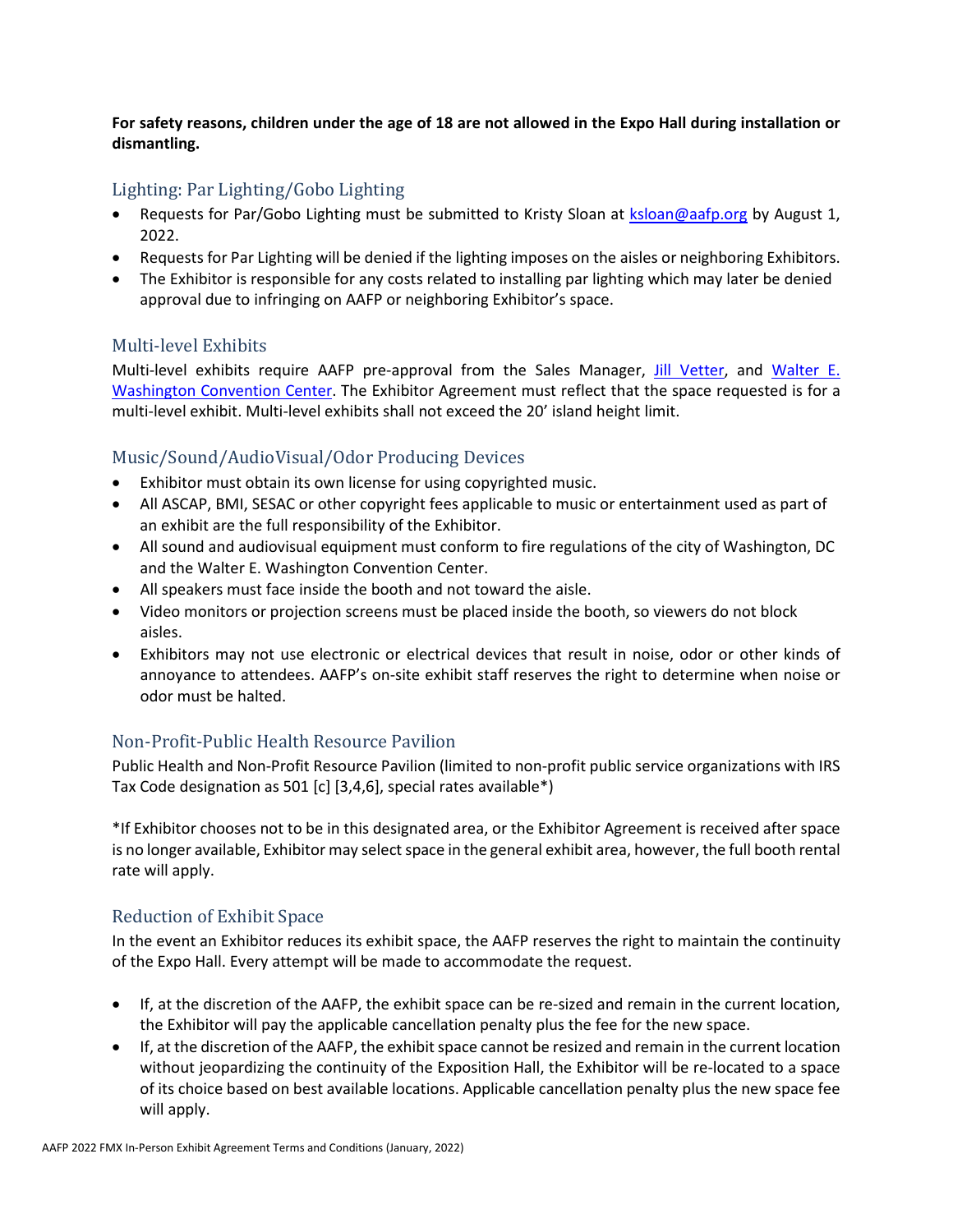**For safety reasons, children under the age of 18 are not allowed in the Expo Hall during installation or dismantling.**

## Lighting: Par Lighting/Gobo Lighting

- Requests for Par/Gobo Lighting must be submitted to Kristy Sloan at ksloan@aafp.org by August 1, 2022.
- Requests for Par Lighting will be denied if the lighting imposes on the aisles or neighboring Exhibitors.
- The Exhibitor is responsible for any costs related to installing par lighting which may later be denied approval due to infringing on AAFP or neighboring Exhibitor's space.

## Multi-level Exhibits

Multi-level exhibits require AAFP pre-approval from the Sales Manager, Jill Vetter, and Walter E. Washington Convention Center. The Exhibitor Agreement must reflect that the space requested is for a multi-level exhibit. Multi-level exhibits shall not exceed the 20' island height limit.

## Music/Sound/AudioVisual/Odor Producing Devices

- Exhibitor must obtain its own license for using copyrighted music.
- All ASCAP, BMI, SESAC or other copyright fees applicable to music or entertainment used as part of an exhibit are the full responsibility of the Exhibitor.
- All sound and audiovisual equipment must conform to fire regulations of the city of Washington, DC and the Walter E. Washington Convention Center.
- All speakers must face inside the booth and not toward the aisle.
- Video monitors or projection screens must be placed inside the booth, so viewers do not block aisles.
- Exhibitors may not use electronic or electrical devices that result in noise, odor or other kinds of annoyance to attendees. AAFP's on-site exhibit staff reserves the right to determine when noise or odor must be halted.

## Non-Profit-Public Health Resource Pavilion

Public Health and Non-Profit Resource Pavilion (limited to non-profit public service organizations with IRS Tax Code designation as 501 [c] [3,4,6], special rates available*)

*If Exhibitor chooses not to be in this designated area, or the Exhibitor Agreement is received after space is no longer available, Exhibitor may select space in the general exhibit area, however, the full booth rental rate will apply.

## Reduction of Exhibit Space

In the event an Exhibitor reduces its exhibit space, the AAFP reserves the right to maintain the continuity of the Expo Hall. Every attempt will be made to accommodate the request.

- If, at the discretion of the AAFP, the exhibit space can be re-sized and remain in the current location, the Exhibitor will pay the applicable cancellation penalty plus the fee for the new space.
- If, at the discretion of the AAFP, the exhibit space cannot be resized and remain in the current location without jeopardizing the continuity of the Exposition Hall, the Exhibitor will be re-located to a space of its choice based on best available locations. Applicable cancellation penalty plus the new space fee will apply.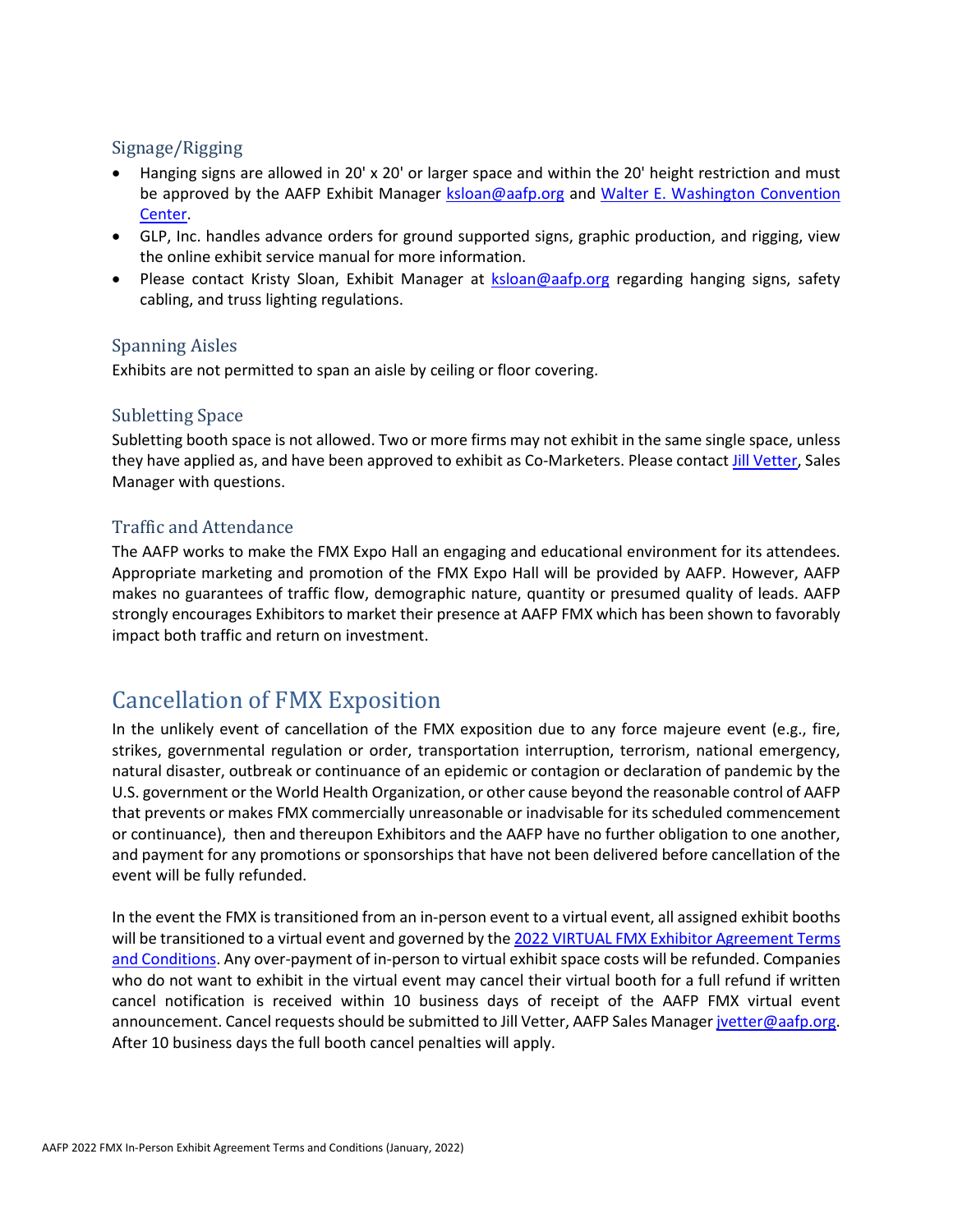### Signage/Rigging

- Hanging signs are allowed in 20' x 20' or larger space and within the 20' height restriction and must be approved by the AAFP Exhibit Manager ksloan@aafp.org and Walter E. Washington Convention Center.
- GLP, Inc. handles advance orders for ground supported signs, graphic production, and rigging, view the online exhibit service manual for more information.
- Please contact Kristy Sloan, Exhibit Manager at ksloan@aafp.org regarding hanging signs, safety cabling, and truss lighting regulations.

### Spanning Aisles

Exhibits are not permitted to span an aisle by ceiling or floor covering.

### Subletting Space

Subletting booth space is not allowed. Two or more firms may not exhibit in the same single space, unless they have applied as, and have been approved to exhibit as Co-Marketers. Please contact Jill Vetter, Sales Manager with questions.

### Traffic and Attendance

The AAFP works to make the FMX Expo Hall an engaging and educational environment for its attendees. Appropriate marketing and promotion of the FMX Expo Hall will be provided by AAFP. However, AAFP makes no guarantees of traffic flow, demographic nature, quantity or presumed quality of leads. AAFP strongly encourages Exhibitors to market their presence at AAFP FMX which has been shown to favorably impact both traffic and return on investment.

## Cancellation of FMX Exposition

In the unlikely event of cancellation of the FMX exposition due to any force majeure event (e.g., fire, strikes, governmental regulation or order, transportation interruption, terrorism, national emergency, natural disaster, outbreak or continuance of an epidemic or contagion or declaration of pandemic by the U.S. government or the World Health Organization, or other cause beyond the reasonable control of AAFP that prevents or makes FMX commercially unreasonable or inadvisable for its scheduled commencement or continuance), then and thereupon Exhibitors and the AAFP have no further obligation to one another, and payment for any promotions or sponsorships that have not been delivered before cancellation of the event will be fully refunded.

In the event the FMX is transitioned from an in-person event to a virtual event, all assigned exhibit booths will be transitioned to a virtual event and governed by the 2022 VIRTUAL FMX Exhibitor Agreement Terms and Conditions. Any over-payment of in-person to virtual exhibit space costs will be refunded. Companies who do not want to exhibit in the virtual event may cancel their virtual booth for a full refund if written cancel notification is received within 10 business days of receipt of the AAFP FMX virtual event announcement. Cancel requests should be submitted to Jill Vetter, AAFP Sales Manager jvetter@aafp.org. After 10 business days the full booth cancel penalties will apply.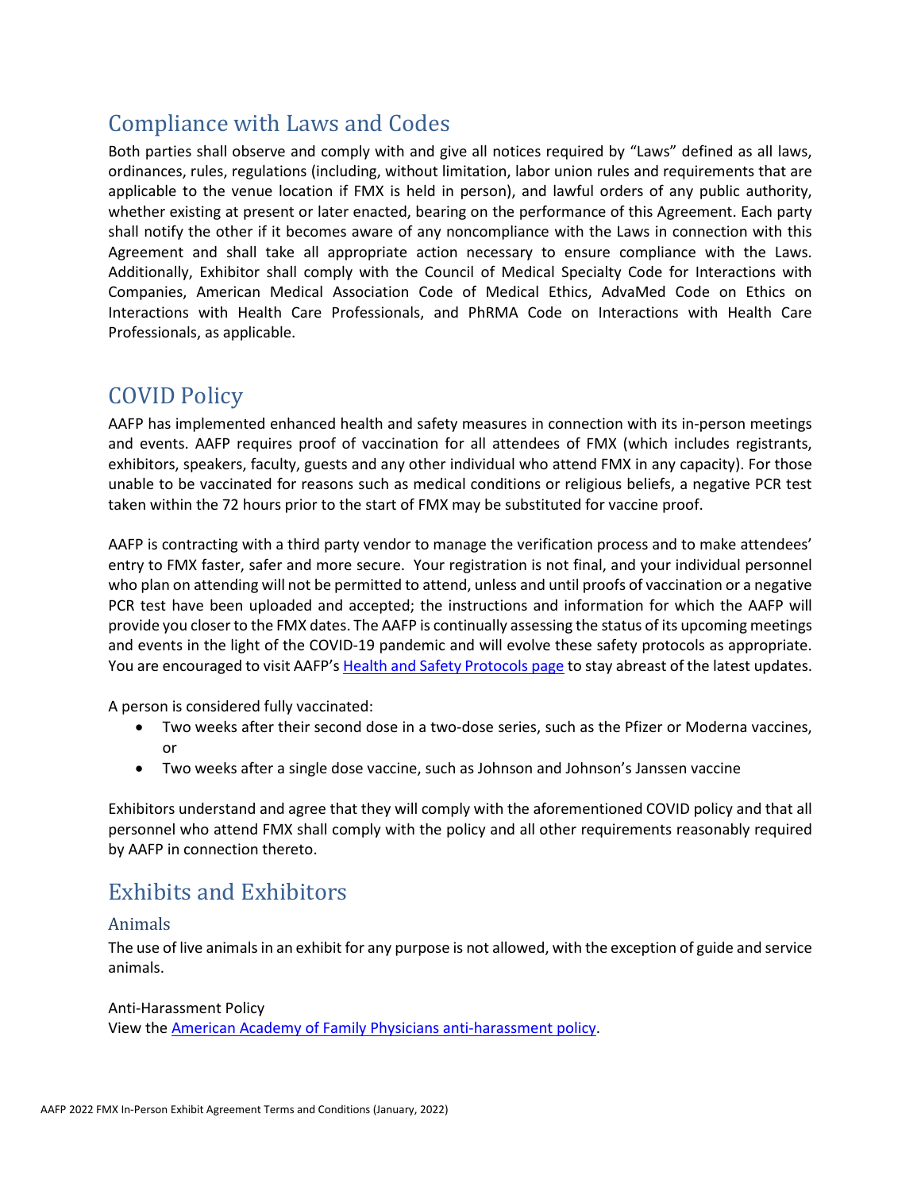## Compliance with Laws and Codes

Both parties shall observe and comply with and give all notices required by "Laws" defined as all laws, ordinances, rules, regulations (including, without limitation, labor union rules and requirements that are applicable to the venue location if FMX is held in person), and lawful orders of any public authority, whether existing at present or later enacted, bearing on the performance of this Agreement. Each party shall notify the other if it becomes aware of any noncompliance with the Laws in connection with this Agreement and shall take all appropriate action necessary to ensure compliance with the Laws. Additionally, Exhibitor shall comply with the Council of Medical Specialty Code for Interactions with Companies, American Medical Association Code of Medical Ethics, AdvaMed Code on Ethics on Interactions with Health Care Professionals, and PhRMA Code on Interactions with Health Care Professionals, as applicable.

## COVID Policy

AAFP has implemented enhanced health and safety measures in connection with its in-person meetings and events. AAFP requires proof of vaccination for all attendees of FMX (which includes registrants, exhibitors, speakers, faculty, guests and any other individual who attend FMX in any capacity). For those unable to be vaccinated for reasons such as medical conditions or religious beliefs, a negative PCR test taken within the 72 hours prior to the start of FMX may be substituted for vaccine proof.

AAFP is contracting with a third party vendor to manage the verification process and to make attendees' entry to FMX faster, safer and more secure. Your registration is not final, and your individual personnel who plan on attending will not be permitted to attend, unless and until proofs of vaccination or a negative PCR test have been uploaded and accepted; the instructions and information for which the AAFP will provide you closer to the FMX dates. The AAFP is continually assessing the status of its upcoming meetings and events in the light of the COVID-19 pandemic and will evolve these safety protocols as appropriate. You are encouraged to visit AAFP's Health and Safety Protocols page to stay abreast of the latest updates.

A person is considered fully vaccinated:

- Two weeks after their second dose in a two-dose series, such as the Pfizer or Moderna vaccines, or
- Two weeks after a single dose vaccine, such as Johnson and Johnson's Janssen vaccine

Exhibitors understand and agree that they will comply with the aforementioned COVID policy and that all personnel who attend FMX shall comply with the policy and all other requirements reasonably required by AAFP in connection thereto.

## Exhibits and Exhibitors

### Animals

The use of live animals in an exhibit for any purpose is not allowed, with the exception of guide and service animals.

Anti-Harassment Policy

View the American Academy of Family Physicians anti-harassment policy.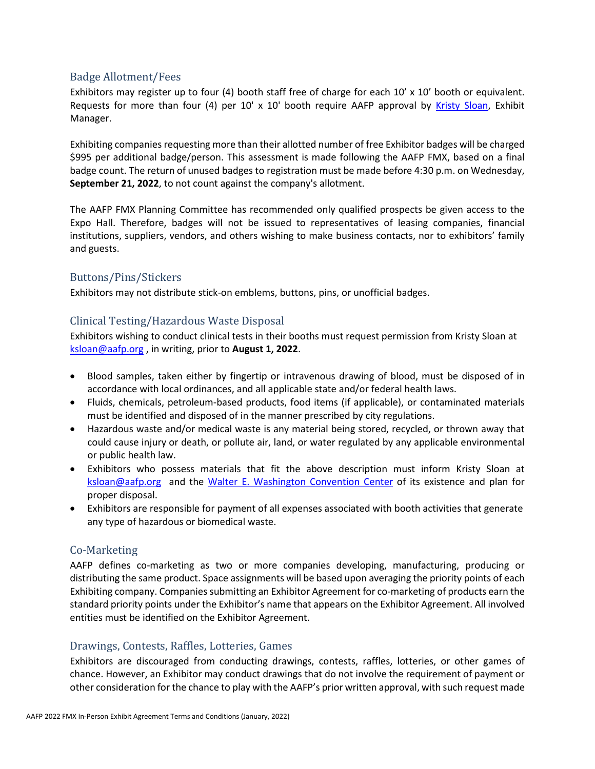## Badge Allotment/Fees

Exhibitors may register up to four (4) booth staff free of charge for each 10' x 10' booth or equivalent. Requests for more than four (4) per 10' x 10' booth require AAFP approval by Kristy Sloan, Exhibit Manager.

Exhibiting companies requesting more than their allotted number of free Exhibitor badges will be charged $995 per additional badge/person. This assessment is made following the AAFP FMX, based on a final badge count. The return of unused badges to registration must be made before 4:30 p.m. on Wednesday, **September 21, 2022**, to not count against the company's allotment.

The AAFP FMX Planning Committee has recommended only qualified prospects be given access to the Expo Hall. Therefore, badges will not be issued to representatives of leasing companies, financial institutions, suppliers, vendors, and others wishing to make business contacts, nor to exhibitors' family and guests.

## Buttons/Pins/Stickers

Exhibitors may not distribute stick-on emblems, buttons, pins, or unofficial badges.

## Clinical Testing/Hazardous Waste Disposal

Exhibitors wishing to conduct clinical tests in their booths must request permission from Kristy Sloan at ksloan@aafp.org , in writing, prior to **August 1, 2022**.

- Blood samples, taken either by fingertip or intravenous drawing of blood, must be disposed of in accordance with local ordinances, and all applicable state and/or federal health laws.
- Fluids, chemicals, petroleum-based products, food items (if applicable), or contaminated materials must be identified and disposed of in the manner prescribed by city regulations.
- Hazardous waste and/or medical waste is any material being stored, recycled, or thrown away that could cause injury or death, or pollute air, land, or water regulated by any applicable environmental or public health law.
- Exhibitors who possess materials that fit the above description must inform Kristy Sloan at ksloan@aafp.org and the Walter E. Washington Convention Center of its existence and plan for proper disposal.
- Exhibitors are responsible for payment of all expenses associated with booth activities that generate any type of hazardous or biomedical waste.

## Co-Marketing

AAFP defines co-marketing as two or more companies developing, manufacturing, producing or distributing the same product. Space assignments will be based upon averaging the priority points of each Exhibiting company. Companies submitting an Exhibitor Agreement for co-marketing of products earn the standard priority points under the Exhibitor's name that appears on the Exhibitor Agreement. All involved entities must be identified on the Exhibitor Agreement.

## Drawings, Contests, Raffles, Lotteries, Games

Exhibitors are discouraged from conducting drawings, contests, raffles, lotteries, or other games of chance. However, an Exhibitor may conduct drawings that do not involve the requirement of payment or other consideration for the chance to play with the AAFP's prior written approval, with such request made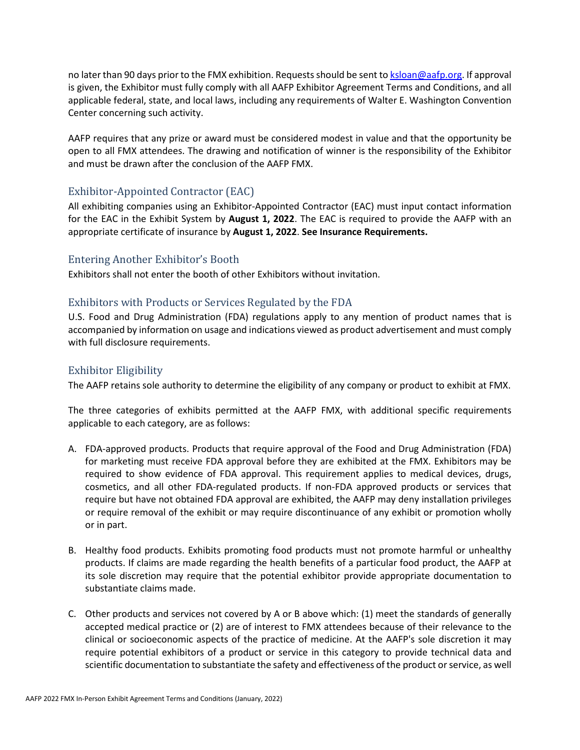no later than 90 days prior to the FMX exhibition. Requests should be sent to [ksloan@aafp.org](mailto:ksloan@aafp.org). If approval is given, the Exhibitor must fully comply with all AAFP Exhibitor Agreement Terms and Conditions, and all applicable federal, state, and local laws, including any requirements of Walter E. Washington Convention Center concerning such activity.

AAFP requires that any prize or award must be considered modest in value and that the opportunity be open to all FMX attendees. The drawing and notification of winner is the responsibility of the Exhibitor and must be drawn after the conclusion of the AAFP FMX.

## Exhibitor-Appointed Contractor (EAC)

All exhibiting companies using an Exhibitor-Appointed Contractor (EAC) must input contact information for the EAC in the Exhibit System by **August 1, 2022**. The EAC is required to provide the AAFP with an appropriate certificate of insurance by **August 1, 2022**. **See Insurance Requirements.**

## Entering Another Exhibitor's Booth

Exhibitors shall not enter the booth of other Exhibitors without invitation.

## Exhibitors with Products or Services Regulated by the FDA

U.S. Food and Drug Administration (FDA) regulations apply to any mention of product names that is accompanied by information on usage and indications viewed as product advertisement and must comply with full disclosure requirements.

## Exhibitor Eligibility

The AAFP retains sole authority to determine the eligibility of any company or product to exhibit at FMX.

The three categories of exhibits permitted at the AAFP FMX, with additional specific requirements applicable to each category, are as follows:

A. FDA-approved products. Products that require approval of the Food and Drug Administration (FDA) for marketing must receive FDA approval before they are exhibited at the FMX. Exhibitors may be required to show evidence of FDA approval. This requirement applies to medical devices, drugs, cosmetics, and all other FDA-regulated products. If non-FDA approved products or services that require but have not obtained FDA approval are exhibited, the AAFP may deny installation privileges or require removal of the exhibit or may require discontinuance of any exhibit or promotion wholly or in part.

B. Healthy food products. Exhibits promoting food products must not promote harmful or unhealthy products. If claims are made regarding the health benefits of a particular food product, the AAFP at its sole discretion may require that the potential exhibitor provide appropriate documentation to substantiate claims made.

C. Other products and services not covered by A or B above which: (1) meet the standards of generally accepted medical practice or (2) are of interest to FMX attendees because of their relevance to the clinical or socioeconomic aspects of the practice of medicine. At the AAFP's sole discretion it may require potential exhibitors of a product or service in this category to provide technical data and scientific documentation to substantiate the safety and effectiveness of the product or service, as well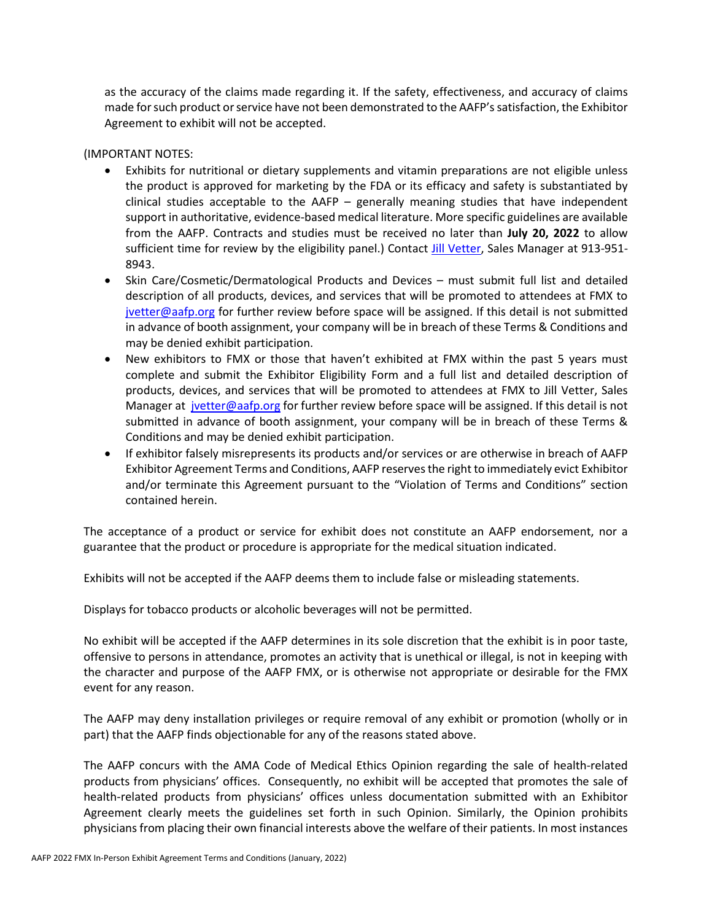as the accuracy of the claims made regarding it. If the safety, effectiveness, and accuracy of claims made for such product or service have not been demonstrated to the AAFP's satisfaction, the Exhibitor Agreement to exhibit will not be accepted.

(IMPORTANT NOTES:

- Exhibits for nutritional or dietary supplements and vitamin preparations are not eligible unless the product is approved for marketing by the FDA or its efficacy and safety is substantiated by clinical studies acceptable to the AAFP – generally meaning studies that have independent support in authoritative, evidence-based medical literature. More specific guidelines are available from the AAFP. Contracts and studies must be received no later than **July 20, 2022** to allow sufficient time for review by the eligibility panel.) Contact Jill Vetter, Sales Manager at 913-951-8943.
- Skin Care/Cosmetic/Dermatological Products and Devices – must submit full list and detailed description of all products, devices, and services that will be promoted to attendees at FMX to jvetter@aafp.org for further review before space will be assigned. If this detail is not submitted in advance of booth assignment, your company will be in breach of these Terms & Conditions and may be denied exhibit participation.
- New exhibitors to FMX or those that haven't exhibited at FMX within the past 5 years must complete and submit the Exhibitor Eligibility Form and a full list and detailed description of products, devices, and services that will be promoted to attendees at FMX to Jill Vetter, Sales Manager at jvetter@aafp.org for further review before space will be assigned. If this detail is not submitted in advance of booth assignment, your company will be in breach of these Terms & Conditions and may be denied exhibit participation.
- If exhibitor falsely misrepresents its products and/or services or are otherwise in breach of AAFP Exhibitor Agreement Terms and Conditions, AAFP reserves the right to immediately evict Exhibitor and/or terminate this Agreement pursuant to the "Violation of Terms and Conditions" section contained herein.

The acceptance of a product or service for exhibit does not constitute an AAFP endorsement, nor a guarantee that the product or procedure is appropriate for the medical situation indicated.

Exhibits will not be accepted if the AAFP deems them to include false or misleading statements.

Displays for tobacco products or alcoholic beverages will not be permitted.

No exhibit will be accepted if the AAFP determines in its sole discretion that the exhibit is in poor taste, offensive to persons in attendance, promotes an activity that is unethical or illegal, is not in keeping with the character and purpose of the AAFP FMX, or is otherwise not appropriate or desirable for the FMX event for any reason.

The AAFP may deny installation privileges or require removal of any exhibit or promotion (wholly or in part) that the AAFP finds objectionable for any of the reasons stated above.

The AAFP concurs with the AMA Code of Medical Ethics Opinion regarding the sale of health-related products from physicians' offices. Consequently, no exhibit will be accepted that promotes the sale of health-related products from physicians' offices unless documentation submitted with an Exhibitor Agreement clearly meets the guidelines set forth in such Opinion. Similarly, the Opinion prohibits physicians from placing their own financial interests above the welfare of their patients. In most instances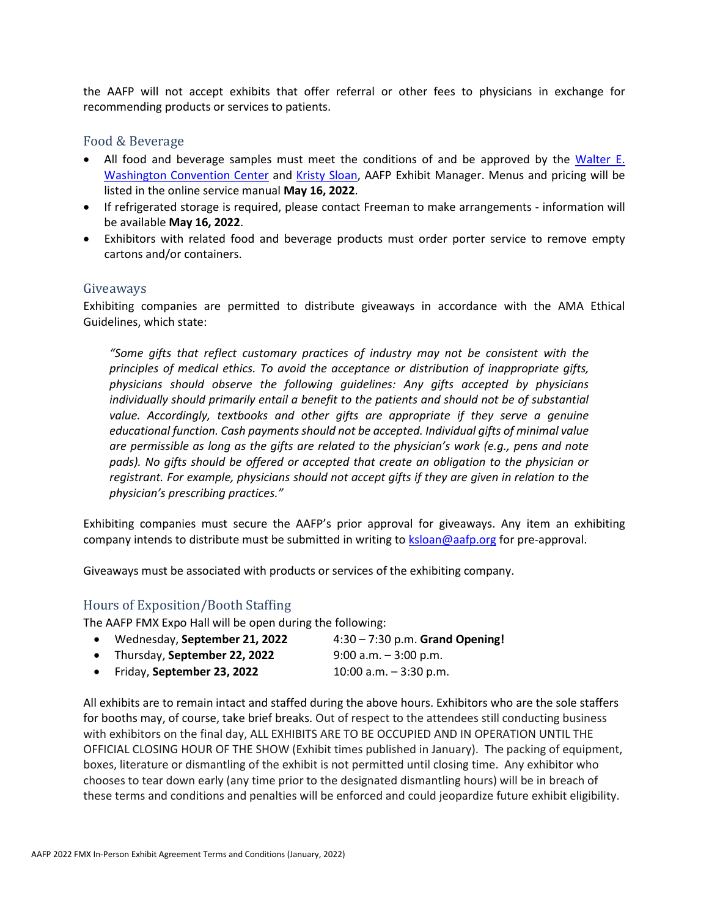the AAFP will not accept exhibits that offer referral or other fees to physicians in exchange for recommending products or services to patients.

## Food & Beverage

- All food and beverage samples must meet the conditions of and be approved by the [Walter E. Washington Convention Center](#) and [Kristy Sloan](#), AAFP Exhibit Manager. Menus and pricing will be listed in the online service manual **May 16, 2022**.
- If refrigerated storage is required, please contact Freeman to make arrangements - information will be available **May 16, 2022**.
- Exhibitors with related food and beverage products must order porter service to remove empty cartons and/or containers.

## Giveaways

Exhibiting companies are permitted to distribute giveaways in accordance with the AMA Ethical Guidelines, which state:

> *"Some gifts that reflect customary practices of industry may not be consistent with the principles of medical ethics. To avoid the acceptance or distribution of inappropriate gifts, physicians should observe the following guidelines: Any gifts accepted by physicians individually should primarily entail a benefit to the patients and should not be of substantial value. Accordingly, textbooks and other gifts are appropriate if they serve a genuine educational function. Cash payments should not be accepted. Individual gifts of minimal value are permissible as long as the gifts are related to the physician's work (e.g., pens and note pads). No gifts should be offered or accepted that create an obligation to the physician or registrant. For example, physicians should not accept gifts if they are given in relation to the physician's prescribing practices."*

Exhibiting companies must secure the AAFP's prior approval for giveaways. Any item an exhibiting company intends to distribute must be submitted in writing to [ksloan@aafp.org](mailto:ksloan@aafp.org) for pre-approval.

Giveaways must be associated with products or services of the exhibiting company.

## Hours of Exposition/Booth Staffing

The AAFP FMX Expo Hall will be open during the following:

- Wednesday, **September 21, 2022** — 4:30 – 7:30 p.m. **Grand Opening!**
- Thursday, **September 22, 2022** — 9:00 a.m. – 3:00 p.m.
- Friday, **September 23, 2022** — 10:00 a.m. – 3:30 p.m.

All exhibits are to remain intact and staffed during the above hours. Exhibitors who are the sole staffers for booths may, of course, take brief breaks. Out of respect to the attendees still conducting business with exhibitors on the final day, ALL EXHIBITS ARE TO BE OCCUPIED AND IN OPERATION UNTIL THE OFFICIAL CLOSING HOUR OF THE SHOW (Exhibit times published in January). The packing of equipment, boxes, literature or dismantling of the exhibit is not permitted until closing time. Any exhibitor who chooses to tear down early (any time prior to the designated dismantling hours) will be in breach of these terms and conditions and penalties will be enforced and could jeopardize future exhibit eligibility.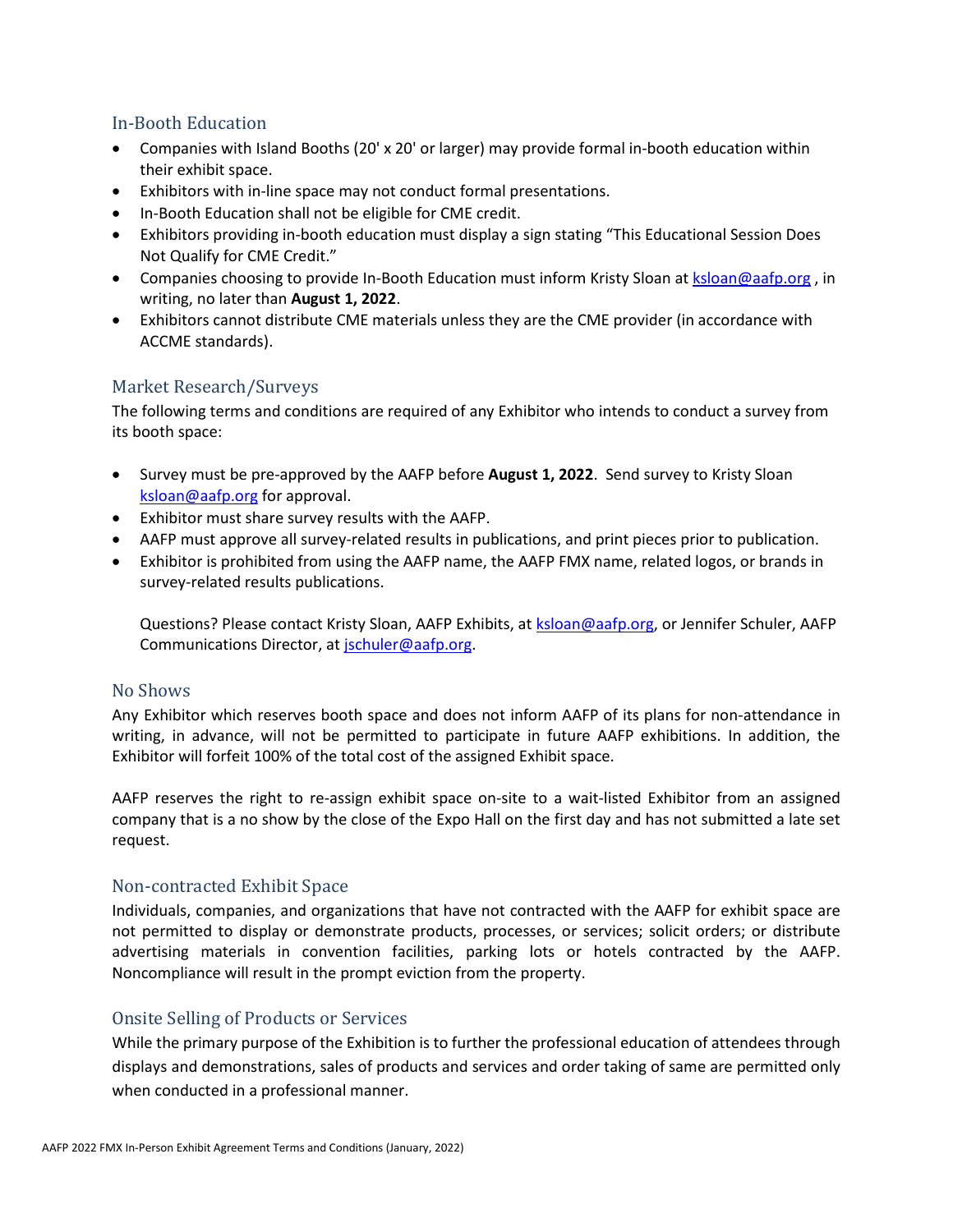## In-Booth Education

- Companies with Island Booths (20' x 20' or larger) may provide formal in-booth education within their exhibit space.
- Exhibitors with in-line space may not conduct formal presentations.
- In-Booth Education shall not be eligible for CME credit.
- Exhibitors providing in-booth education must display a sign stating "This Educational Session Does Not Qualify for CME Credit."
- Companies choosing to provide In-Booth Education must inform Kristy Sloan at ksloan@aafp.org , in writing, no later than **August 1, 2022**.
- Exhibitors cannot distribute CME materials unless they are the CME provider (in accordance with ACCME standards).

## Market Research/Surveys

The following terms and conditions are required of any Exhibitor who intends to conduct a survey from its booth space:

- Survey must be pre-approved by the AAFP before **August 1, 2022**. Send survey to Kristy Sloan ksloan@aafp.org for approval.
- Exhibitor must share survey results with the AAFP.
- AAFP must approve all survey-related results in publications, and print pieces prior to publication.
- Exhibitor is prohibited from using the AAFP name, the AAFP FMX name, related logos, or brands in survey-related results publications.

  Questions? Please contact Kristy Sloan, AAFP Exhibits, at ksloan@aafp.org, or Jennifer Schuler, AAFP Communications Director, at jschuler@aafp.org.

## No Shows

Any Exhibitor which reserves booth space and does not inform AAFP of its plans for non-attendance in writing, in advance, will not be permitted to participate in future AAFP exhibitions. In addition, the Exhibitor will forfeit 100% of the total cost of the assigned Exhibit space.

AAFP reserves the right to re-assign exhibit space on-site to a wait-listed Exhibitor from an assigned company that is a no show by the close of the Expo Hall on the first day and has not submitted a late set request.

## Non-contracted Exhibit Space

Individuals, companies, and organizations that have not contracted with the AAFP for exhibit space are not permitted to display or demonstrate products, processes, or services; solicit orders; or distribute advertising materials in convention facilities, parking lots or hotels contracted by the AAFP. Noncompliance will result in the prompt eviction from the property.

## Onsite Selling of Products or Services

While the primary purpose of the Exhibition is to further the professional education of attendees through displays and demonstrations, sales of products and services and order taking of same are permitted only when conducted in a professional manner.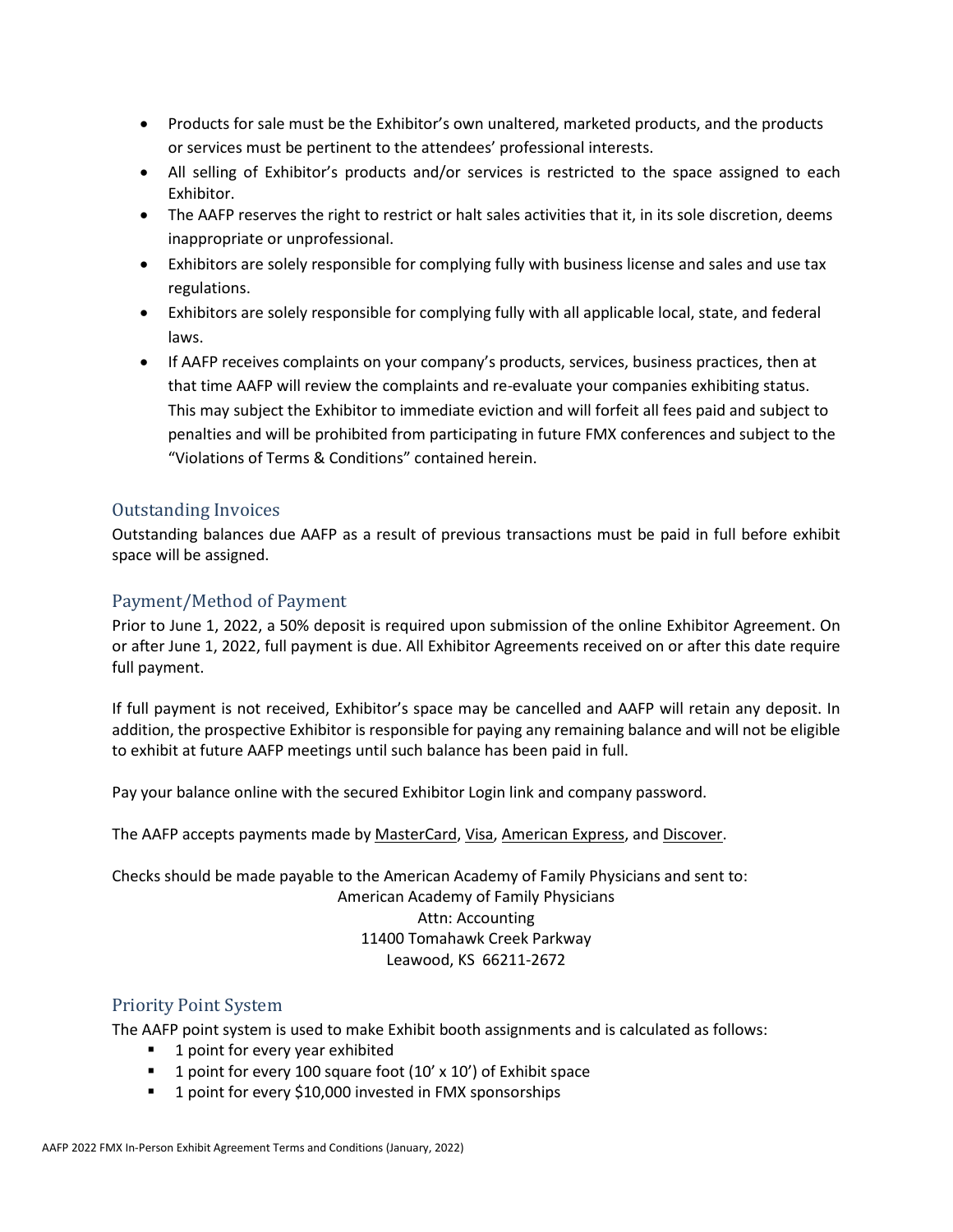- Products for sale must be the Exhibitor's own unaltered, marketed products, and the products or services must be pertinent to the attendees' professional interests.
- All selling of Exhibitor's products and/or services is restricted to the space assigned to each Exhibitor.
- The AAFP reserves the right to restrict or halt sales activities that it, in its sole discretion, deems inappropriate or unprofessional.
- Exhibitors are solely responsible for complying fully with business license and sales and use tax regulations.
- Exhibitors are solely responsible for complying fully with all applicable local, state, and federal laws.
- If AAFP receives complaints on your company's products, services, business practices, then at that time AAFP will review the complaints and re-evaluate your companies exhibiting status. This may subject the Exhibitor to immediate eviction and will forfeit all fees paid and subject to penalties and will be prohibited from participating in future FMX conferences and subject to the "Violations of Terms & Conditions" contained herein.

## Outstanding Invoices

Outstanding balances due AAFP as a result of previous transactions must be paid in full before exhibit space will be assigned.

## Payment/Method of Payment

Prior to June 1, 2022, a 50% deposit is required upon submission of the online Exhibitor Agreement. On or after June 1, 2022, full payment is due. All Exhibitor Agreements received on or after this date require full payment.

If full payment is not received, Exhibitor's space may be cancelled and AAFP will retain any deposit. In addition, the prospective Exhibitor is responsible for paying any remaining balance and will not be eligible to exhibit at future AAFP meetings until such balance has been paid in full.

Pay your balance online with the secured Exhibitor Login link and company password.

The AAFP accepts payments made by MasterCard, Visa, American Express, and Discover.

Checks should be made payable to the American Academy of Family Physicians and sent to:

American Academy of Family Physicians
Attn: Accounting
11400 Tomahawk Creek Parkway
Leawood, KS 66211-2672

## Priority Point System

The AAFP point system is used to make Exhibit booth assignments and is calculated as follows:

- 1 point for every year exhibited
- 1 point for every 100 square foot (10' x 10') of Exhibit space
- 1 point for every $10,000 invested in FMX sponsorships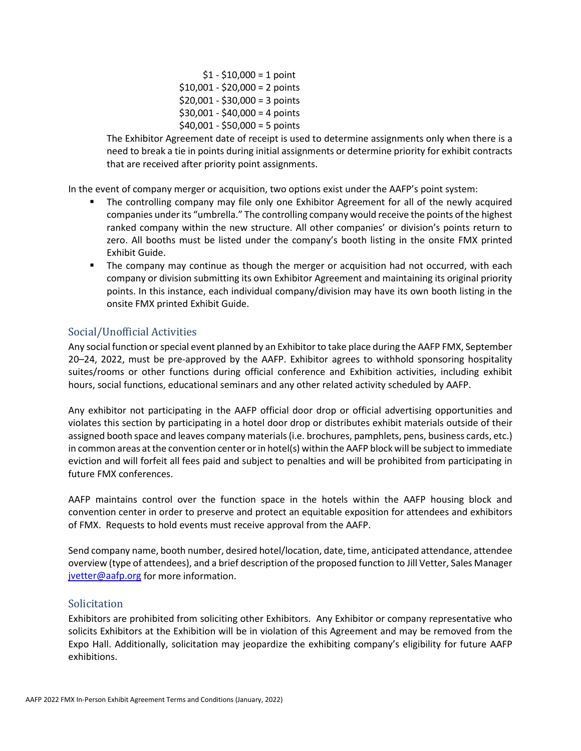$1 - $10,000 = 1 point
$10,001 - $20,000 = 2 points
$20,001 - $30,000 = 3 points
$30,001 - $40,000 = 4 points
$40,001 - $50,000 = 5 points

The Exhibitor Agreement date of receipt is used to determine assignments only when there is a need to break a tie in points during initial assignments or determine priority for exhibit contracts that are received after priority point assignments.

In the event of company merger or acquisition, two options exist under the AAFP's point system:

- The controlling company may file only one Exhibitor Agreement for all of the newly acquired companies under its "umbrella." The controlling company would receive the points of the highest ranked company within the new structure. All other companies' or division's points return to zero. All booths must be listed under the company's booth listing in the onsite FMX printed Exhibit Guide.
- The company may continue as though the merger or acquisition had not occurred, with each company or division submitting its own Exhibitor Agreement and maintaining its original priority points. In this instance, each individual company/division may have its own booth listing in the onsite FMX printed Exhibit Guide.

## Social/Unofficial Activities

Any social function or special event planned by an Exhibitor to take place during the AAFP FMX, September 20–24, 2022, must be pre-approved by the AAFP. Exhibitor agrees to withhold sponsoring hospitality suites/rooms or other functions during official conference and Exhibition activities, including exhibit hours, social functions, educational seminars and any other related activity scheduled by AAFP.

Any exhibitor not participating in the AAFP official door drop or official advertising opportunities and violates this section by participating in a hotel door drop or distributes exhibit materials outside of their assigned booth space and leaves company materials (i.e. brochures, pamphlets, pens, business cards, etc.) in common areas at the convention center or in hotel(s) within the AAFP block will be subject to immediate eviction and will forfeit all fees paid and subject to penalties and will be prohibited from participating in future FMX conferences.

AAFP maintains control over the function space in the hotels within the AAFP housing block and convention center in order to preserve and protect an equitable exposition for attendees and exhibitors of FMX. Requests to hold events must receive approval from the AAFP.

Send company name, booth number, desired hotel/location, date, time, anticipated attendance, attendee overview (type of attendees), and a brief description of the proposed function to Jill Vetter, Sales Manager jvetter@aafp.org for more information.

## Solicitation

Exhibitors are prohibited from soliciting other Exhibitors. Any Exhibitor or company representative who solicits Exhibitors at the Exhibition will be in violation of this Agreement and may be removed from the Expo Hall. Additionally, solicitation may jeopardize the exhibiting company's eligibility for future AAFP exhibitions.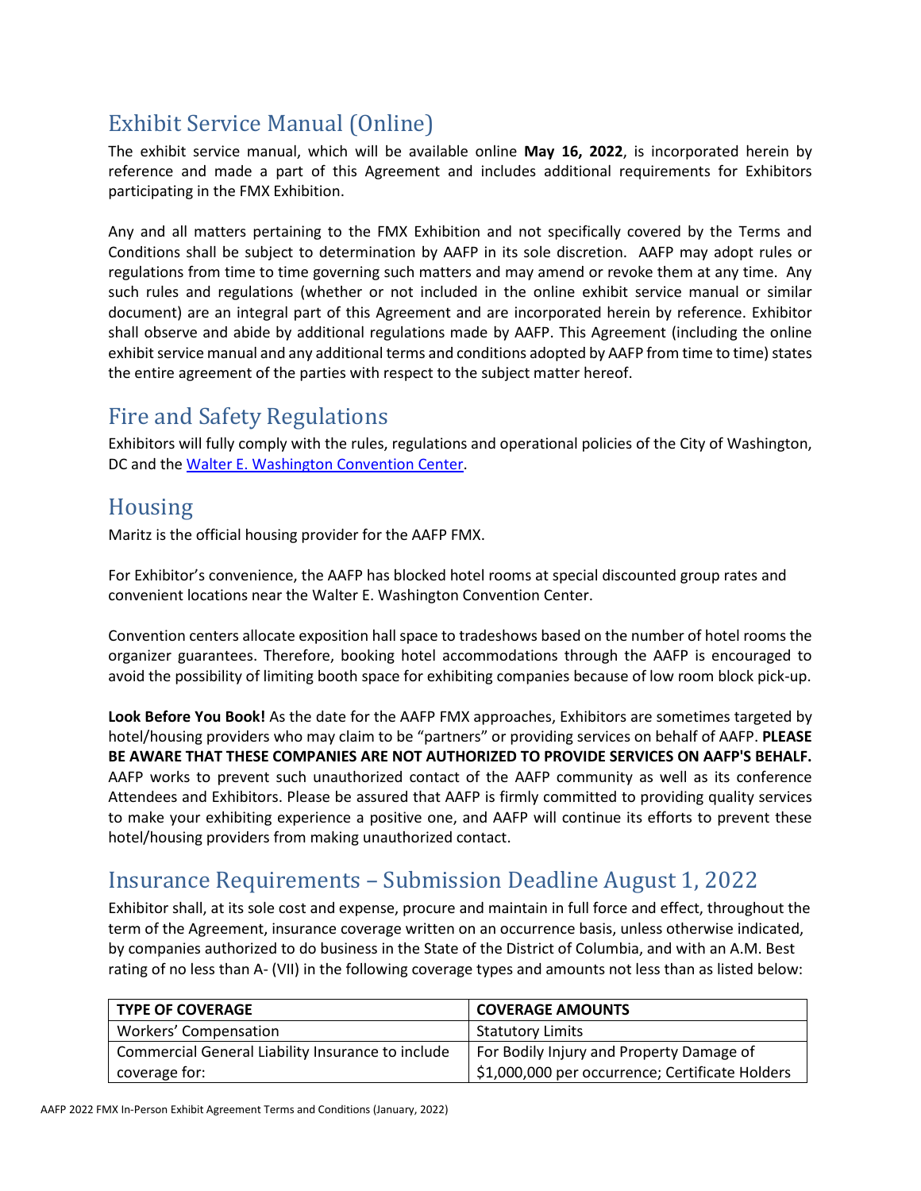## Exhibit Service Manual (Online)

The exhibit service manual, which will be available online **May 16, 2022**, is incorporated herein by reference and made a part of this Agreement and includes additional requirements for Exhibitors participating in the FMX Exhibition.

Any and all matters pertaining to the FMX Exhibition and not specifically covered by the Terms and Conditions shall be subject to determination by AAFP in its sole discretion. AAFP may adopt rules or regulations from time to time governing such matters and may amend or revoke them at any time. Any such rules and regulations (whether or not included in the online exhibit service manual or similar document) are an integral part of this Agreement and are incorporated herein by reference. Exhibitor shall observe and abide by additional regulations made by AAFP. This Agreement (including the online exhibit service manual and any additional terms and conditions adopted by AAFP from time to time) states the entire agreement of the parties with respect to the subject matter hereof.

## Fire and Safety Regulations

Exhibitors will fully comply with the rules, regulations and operational policies of the City of Washington, DC and the Walter E. Washington Convention Center.

## Housing

Maritz is the official housing provider for the AAFP FMX.

For Exhibitor's convenience, the AAFP has blocked hotel rooms at special discounted group rates and convenient locations near the Walter E. Washington Convention Center.

Convention centers allocate exposition hall space to tradeshows based on the number of hotel rooms the organizer guarantees. Therefore, booking hotel accommodations through the AAFP is encouraged to avoid the possibility of limiting booth space for exhibiting companies because of low room block pick-up.

**Look Before You Book!** As the date for the AAFP FMX approaches, Exhibitors are sometimes targeted by hotel/housing providers who may claim to be "partners" or providing services on behalf of AAFP. **PLEASE BE AWARE THAT THESE COMPANIES ARE NOT AUTHORIZED TO PROVIDE SERVICES ON AAFP'S BEHALF.** AAFP works to prevent such unauthorized contact of the AAFP community as well as its conference Attendees and Exhibitors. Please be assured that AAFP is firmly committed to providing quality services to make your exhibiting experience a positive one, and AAFP will continue its efforts to prevent these hotel/housing providers from making unauthorized contact.

## Insurance Requirements – Submission Deadline August 1, 2022

Exhibitor shall, at its sole cost and expense, procure and maintain in full force and effect, throughout the term of the Agreement, insurance coverage written on an occurrence basis, unless otherwise indicated, by companies authorized to do business in the State of the District of Columbia, and with an A.M. Best rating of no less than A- (VII) in the following coverage types and amounts not less than as listed below:

| TYPE OF COVERAGE | COVERAGE AMOUNTS |
|---|---|
| Workers' Compensation | Statutory Limits |
| Commercial General Liability Insurance to include coverage for: | For Bodily Injury and Property Damage of $1,000,000 per occurrence; Certificate Holders |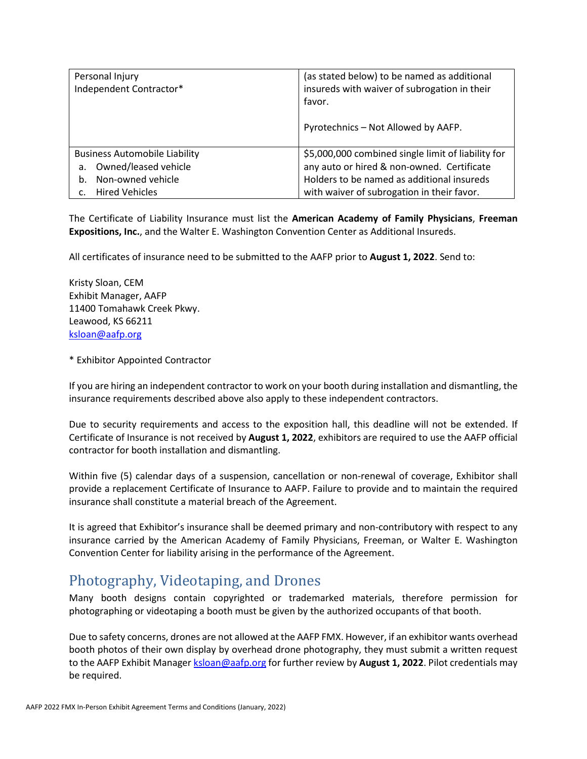| | |
|---|---|
| Personal Injury<br>Independent Contractor* | (as stated below) to be named as additional insureds with waiver of subrogation in their favor.<br><br>Pyrotechnics – Not Allowed by AAFP. |
| Business Automobile Liability<br>a. Owned/leased vehicle<br>b. Non-owned vehicle<br>c. Hired Vehicles | $5,000,000 combined single limit of liability for any auto or hired & non-owned. Certificate Holders to be named as additional insureds with waiver of subrogation in their favor. |

The Certificate of Liability Insurance must list the **American Academy of Family Physicians**, **Freeman Expositions, Inc.**, and the Walter E. Washington Convention Center as Additional Insureds.

All certificates of insurance need to be submitted to the AAFP prior to **August 1, 2022**. Send to:

Kristy Sloan, CEM
Exhibit Manager, AAFP
11400 Tomahawk Creek Pkwy.
Leawood, KS 66211
ksloan@aafp.org

* Exhibitor Appointed Contractor

If you are hiring an independent contractor to work on your booth during installation and dismantling, the insurance requirements described above also apply to these independent contractors.

Due to security requirements and access to the exposition hall, this deadline will not be extended. If Certificate of Insurance is not received by **August 1, 2022**, exhibitors are required to use the AAFP official contractor for booth installation and dismantling.

Within five (5) calendar days of a suspension, cancellation or non-renewal of coverage, Exhibitor shall provide a replacement Certificate of Insurance to AAFP. Failure to provide and to maintain the required insurance shall constitute a material breach of the Agreement.

It is agreed that Exhibitor's insurance shall be deemed primary and non-contributory with respect to any insurance carried by the American Academy of Family Physicians, Freeman, or Walter E. Washington Convention Center for liability arising in the performance of the Agreement.

## Photography, Videotaping, and Drones

Many booth designs contain copyrighted or trademarked materials, therefore permission for photographing or videotaping a booth must be given by the authorized occupants of that booth.

Due to safety concerns, drones are not allowed at the AAFP FMX. However, if an exhibitor wants overhead booth photos of their own display by overhead drone photography, they must submit a written request to the AAFP Exhibit Manager ksloan@aafp.org for further review by **August 1, 2022**. Pilot credentials may be required.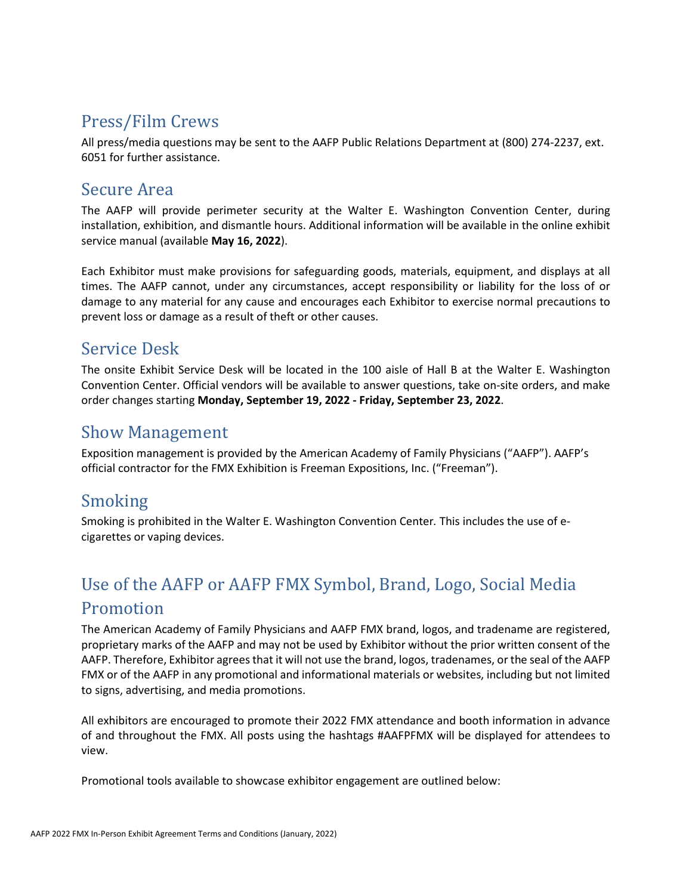## Press/Film Crews

All press/media questions may be sent to the AAFP Public Relations Department at (800) 274-2237, ext. 6051 for further assistance.

## Secure Area

The AAFP will provide perimeter security at the Walter E. Washington Convention Center, during installation, exhibition, and dismantle hours. Additional information will be available in the online exhibit service manual (available **May 16, 2022**).

Each Exhibitor must make provisions for safeguarding goods, materials, equipment, and displays at all times. The AAFP cannot, under any circumstances, accept responsibility or liability for the loss of or damage to any material for any cause and encourages each Exhibitor to exercise normal precautions to prevent loss or damage as a result of theft or other causes.

## Service Desk

The onsite Exhibit Service Desk will be located in the 100 aisle of Hall B at the Walter E. Washington Convention Center. Official vendors will be available to answer questions, take on-site orders, and make order changes starting **Monday, September 19, 2022 - Friday, September 23, 2022**.

## Show Management

Exposition management is provided by the American Academy of Family Physicians ("AAFP"). AAFP's official contractor for the FMX Exhibition is Freeman Expositions, Inc. ("Freeman").

## Smoking

Smoking is prohibited in the Walter E. Washington Convention Center. This includes the use of e-cigarettes or vaping devices.

## Use of the AAFP or AAFP FMX Symbol, Brand, Logo, Social Media Promotion

The American Academy of Family Physicians and AAFP FMX brand, logos, and tradename are registered, proprietary marks of the AAFP and may not be used by Exhibitor without the prior written consent of the AAFP. Therefore, Exhibitor agrees that it will not use the brand, logos, tradenames, or the seal of the AAFP FMX or of the AAFP in any promotional and informational materials or websites, including but not limited to signs, advertising, and media promotions.

All exhibitors are encouraged to promote their 2022 FMX attendance and booth information in advance of and throughout the FMX. All posts using the hashtags #AAFPFMX will be displayed for attendees to view.

Promotional tools available to showcase exhibitor engagement are outlined below: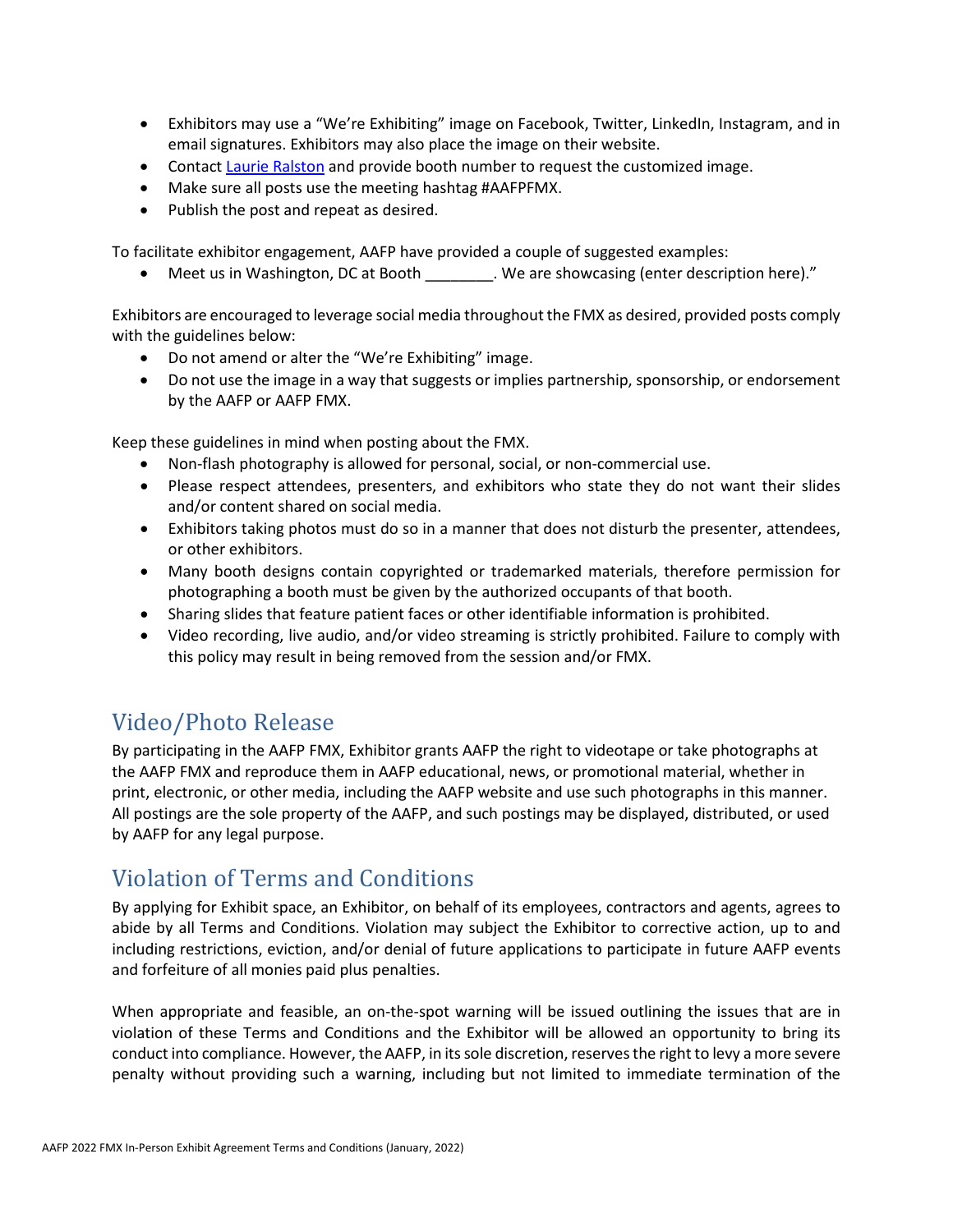- Exhibitors may use a “We’re Exhibiting” image on Facebook, Twitter, LinkedIn, Instagram, and in email signatures. Exhibitors may also place the image on their website.
- Contact Laurie Ralston and provide booth number to request the customized image.
- Make sure all posts use the meeting hashtag #AAFPFMX.
- Publish the post and repeat as desired.

To facilitate exhibitor engagement, AAFP have provided a couple of suggested examples:

- Meet us in Washington, DC at Booth ________. We are showcasing (enter description here).”

Exhibitors are encouraged to leverage social media throughout the FMX as desired, provided posts comply with the guidelines below:

- Do not amend or alter the “We’re Exhibiting” image.
- Do not use the image in a way that suggests or implies partnership, sponsorship, or endorsement by the AAFP or AAFP FMX.

Keep these guidelines in mind when posting about the FMX.

- Non-flash photography is allowed for personal, social, or non-commercial use.
- Please respect attendees, presenters, and exhibitors who state they do not want their slides and/or content shared on social media.
- Exhibitors taking photos must do so in a manner that does not disturb the presenter, attendees, or other exhibitors.
- Many booth designs contain copyrighted or trademarked materials, therefore permission for photographing a booth must be given by the authorized occupants of that booth.
- Sharing slides that feature patient faces or other identifiable information is prohibited.
- Video recording, live audio, and/or video streaming is strictly prohibited. Failure to comply with this policy may result in being removed from the session and/or FMX.

## Video/Photo Release

By participating in the AAFP FMX, Exhibitor grants AAFP the right to videotape or take photographs at the AAFP FMX and reproduce them in AAFP educational, news, or promotional material, whether in print, electronic, or other media, including the AAFP website and use such photographs in this manner. All postings are the sole property of the AAFP, and such postings may be displayed, distributed, or used by AAFP for any legal purpose.

## Violation of Terms and Conditions

By applying for Exhibit space, an Exhibitor, on behalf of its employees, contractors and agents, agrees to abide by all Terms and Conditions. Violation may subject the Exhibitor to corrective action, up to and including restrictions, eviction, and/or denial of future applications to participate in future AAFP events and forfeiture of all monies paid plus penalties.

When appropriate and feasible, an on-the-spot warning will be issued outlining the issues that are in violation of these Terms and Conditions and the Exhibitor will be allowed an opportunity to bring its conduct into compliance. However, the AAFP, in its sole discretion, reserves the right to levy a more severe penalty without providing such a warning, including but not limited to immediate termination of the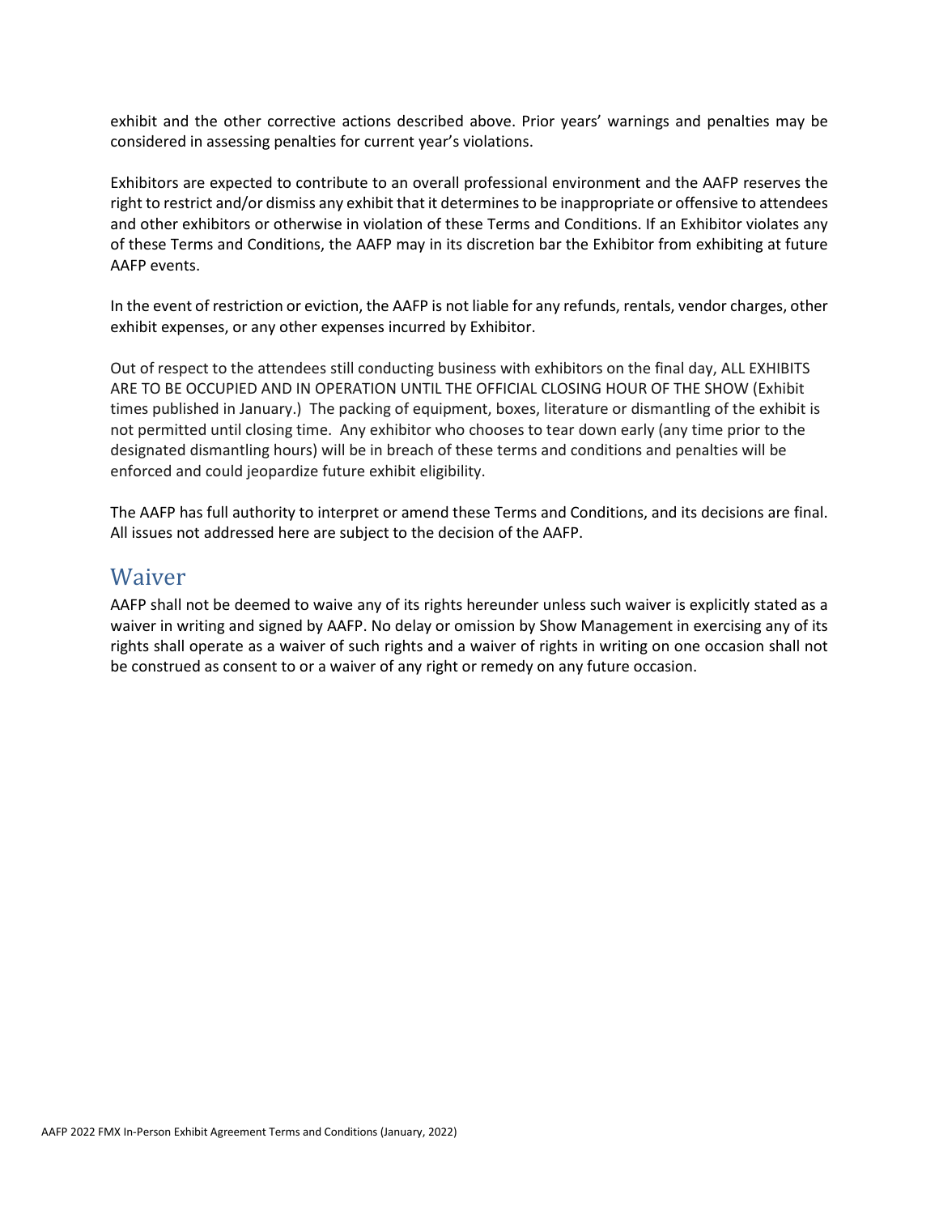exhibit and the other corrective actions described above. Prior years' warnings and penalties may be considered in assessing penalties for current year's violations.

Exhibitors are expected to contribute to an overall professional environment and the AAFP reserves the right to restrict and/or dismiss any exhibit that it determines to be inappropriate or offensive to attendees and other exhibitors or otherwise in violation of these Terms and Conditions. If an Exhibitor violates any of these Terms and Conditions, the AAFP may in its discretion bar the Exhibitor from exhibiting at future AAFP events.

In the event of restriction or eviction, the AAFP is not liable for any refunds, rentals, vendor charges, other exhibit expenses, or any other expenses incurred by Exhibitor.

Out of respect to the attendees still conducting business with exhibitors on the final day, ALL EXHIBITS ARE TO BE OCCUPIED AND IN OPERATION UNTIL THE OFFICIAL CLOSING HOUR OF THE SHOW (Exhibit times published in January.) The packing of equipment, boxes, literature or dismantling of the exhibit is not permitted until closing time. Any exhibitor who chooses to tear down early (any time prior to the designated dismantling hours) will be in breach of these terms and conditions and penalties will be enforced and could jeopardize future exhibit eligibility.

The AAFP has full authority to interpret or amend these Terms and Conditions, and its decisions are final. All issues not addressed here are subject to the decision of the AAFP.

## Waiver

AAFP shall not be deemed to waive any of its rights hereunder unless such waiver is explicitly stated as a waiver in writing and signed by AAFP. No delay or omission by Show Management in exercising any of its rights shall operate as a waiver of such rights and a waiver of rights in writing on one occasion shall not be construed as consent to or a waiver of any right or remedy on any future occasion.